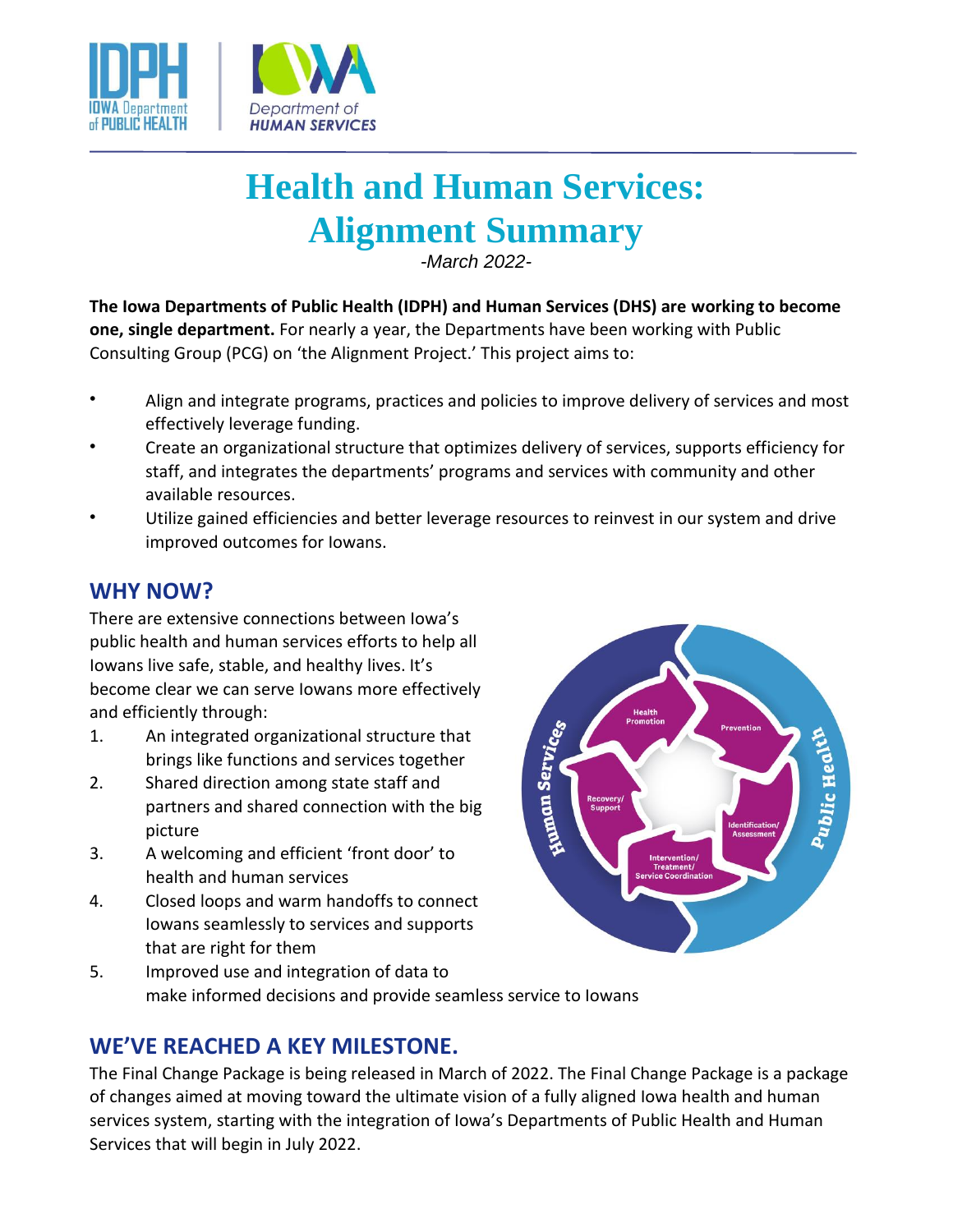# Health and Human Services: Alignment Summary

*-March 2022-*

**The Iowa Departments of Public Health (IDPH) and Human Services (DHS) are working to become one, single department.** For nearly a year, the Departments have been working with Public Consulting Group (PCG) on 'the Alignment Project.' This project aims to:

- Align and integrate programs, practices and policies to improve delivery of services and most effectively leverage funding.
- Create an organizational structure that optimizes delivery of services, supports efficiency for staff, and integrates the departments' programs and services with community and other available resources.
- Utilize gained efficiencies and better leverage resources to reinvest in our system and drive improved outcomes for Iowans.

## WHY NOW?

There are extensive connections between Iowa's public health and human services efforts to help all Iowans live safe, stable, and healthy lives. It's become clear we can serve Iowans more effectively and efficiently through:

1. An integrated organizational structure that brings like functions and services together
2. Shared direction among state staff and partners and shared connection with the big picture
3. A welcoming and efficient 'front door' to health and human services
4. Closed loops and warm handoffs to connect Iowans seamlessly to services and supports that are right for them
5. Improved use and integration of data to make informed decisions and provide seamless service to Iowans

## WE'VE REACHED A KEY MILESTONE.

The Final Change Package is being released in March of 2022. The Final Change Package is a package of changes aimed at moving toward the ultimate vision of a fully aligned Iowa health and human services system, starting with the integration of Iowa's Departments of Public Health and Human Services that will begin in July 2022.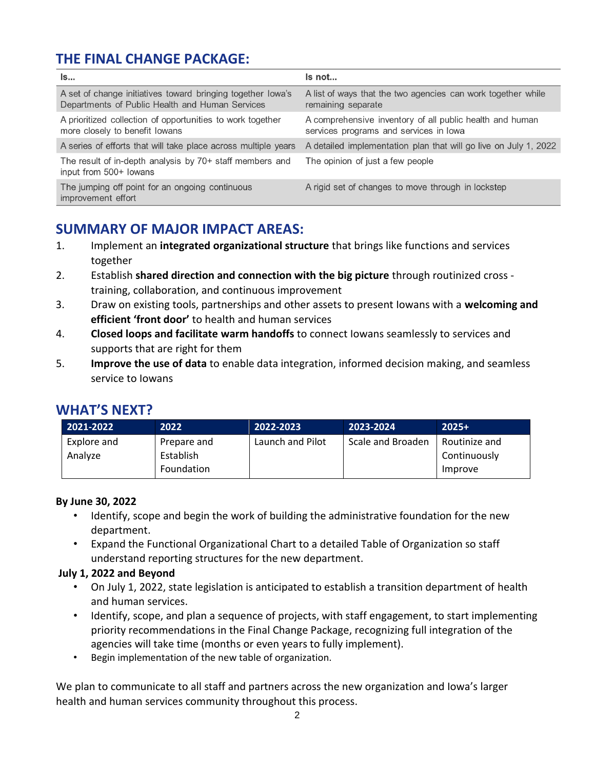## THE FINAL CHANGE PACKAGE:

| Is… | Is not… |
|---|---|
| A set of change initiatives toward bringing together Iowa's Departments of Public Health and Human Services | A list of ways that the two agencies can work together while remaining separate |
| A prioritized collection of opportunities to work together more closely to benefit Iowans | A comprehensive inventory of all public health and human services programs and services in Iowa |
| A series of efforts that will take place across multiple years | A detailed implementation plan that will go live on July 1, 2022 |
| The result of in-depth analysis by 70+ staff members and input from 500+ Iowans | The opinion of just a few people |
| The jumping off point for an ongoing continuous improvement effort | A rigid set of changes to move through in lockstep |

## SUMMARY OF MAJOR IMPACT AREAS:

1. Implement an **integrated organizational structure** that brings like functions and services together
2. Establish **shared direction and connection with the big picture** through routinized cross - training, collaboration, and continuous improvement
3. Draw on existing tools, partnerships and other assets to present Iowans with a **welcoming and efficient 'front door'** to health and human services
4. **Closed loops and facilitate warm handoffs** to connect Iowans seamlessly to services and supports that are right for them
5. **Improve the use of data** to enable data integration, informed decision making, and seamless service to Iowans

## WHAT'S NEXT?

| 2021-2022 | 2022 | 2022-2023 | 2023-2024 | 2025+ |
|---|---|---|---|---|
| Explore and Analyze | Prepare and Establish Foundation | Launch and Pilot | Scale and Broaden | Routinize and Continuously Improve |

**By June 30, 2022**

- Identify, scope and begin the work of building the administrative foundation for the new department.
- Expand the Functional Organizational Chart to a detailed Table of Organization so staff understand reporting structures for the new department.

**July 1, 2022 and Beyond**

- On July 1, 2022, state legislation is anticipated to establish a transition department of health and human services.
- Identify, scope, and plan a sequence of projects, with staff engagement, to start implementing priority recommendations in the Final Change Package, recognizing full integration of the agencies will take time (months or even years to fully implement).
- Begin implementation of the new table of organization.

We plan to communicate to all staff and partners across the new organization and Iowa's larger health and human services community throughout this process.